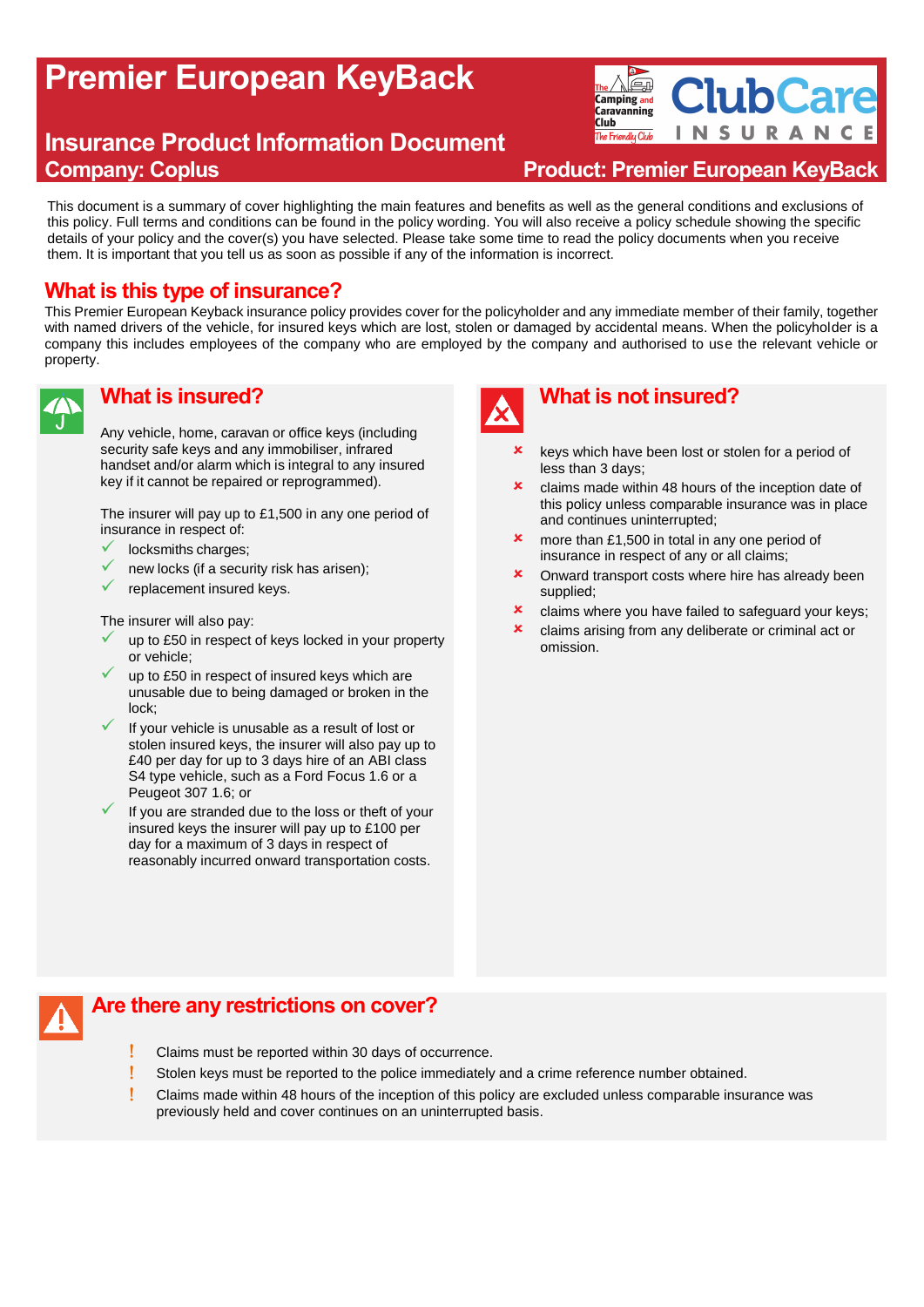# Premier European KeyBack

## Insurance Product Information Document

**Company: Coplus** **Product: Premier European KeyBack**

This document is a summary of cover highlighting the main features and benefits as well as the general conditions and exclusions of this policy. Full terms and conditions can be found in the policy wording. You will also receive a policy schedule showing the specific details of your policy and the cover(s) you have selected. Please take some time to read the policy documents when you receive them. It is important that you tell us as soon as possible if any of the information is incorrect.

## What is this type of insurance?

This Premier European Keyback insurance policy provides cover for the policyholder and any immediate member of their family, together with named drivers of the vehicle, for insured keys which are lost, stolen or damaged by accidental means. When the policyholder is a company this includes employees of the company who are employed by the company and authorised to use the relevant vehicle or property.

## What is insured?

Any vehicle, home, caravan or office keys (including security safe keys and any immobiliser, infrared handset and/or alarm which is integral to any insured key if it cannot be repaired or reprogrammed).

The insurer will pay up to £1,500 in any one period of insurance in respect of:

- ✓ locksmiths charges;
- ✓ new locks (if a security risk has arisen);
- ✓ replacement insured keys.

The insurer will also pay:

- ✓ up to £50 in respect of keys locked in your property or vehicle;
- ✓ up to £50 in respect of insured keys which are unusable due to being damaged or broken in the lock;
- ✓ If your vehicle is unusable as a result of lost or stolen insured keys, the insurer will also pay up to £40 per day for up to 3 days hire of an ABI class S4 type vehicle, such as a Ford Focus 1.6 or a Peugeot 307 1.6; or
- ✓ If you are stranded due to the loss or theft of your insured keys the insurer will pay up to £100 per day for a maximum of 3 days in respect of reasonably incurred onward transportation costs.

## What is not insured?

- ✗ keys which have been lost or stolen for a period of less than 3 days;
- ✗ claims made within 48 hours of the inception date of this policy unless comparable insurance was in place and continues uninterrupted;
- ✗ more than £1,500 in total in any one period of insurance in respect of any or all claims;
- ✗ Onward transport costs where hire has already been supplied;
- ✗ claims where you have failed to safeguard your keys;
- ✗ claims arising from any deliberate or criminal act or omission.

## Are there any restrictions on cover?

- ! Claims must be reported within 30 days of occurrence.
- ! Stolen keys must be reported to the police immediately and a crime reference number obtained.
- ! Claims made within 48 hours of the inception of this policy are excluded unless comparable insurance was previously held and cover continues on an uninterrupted basis.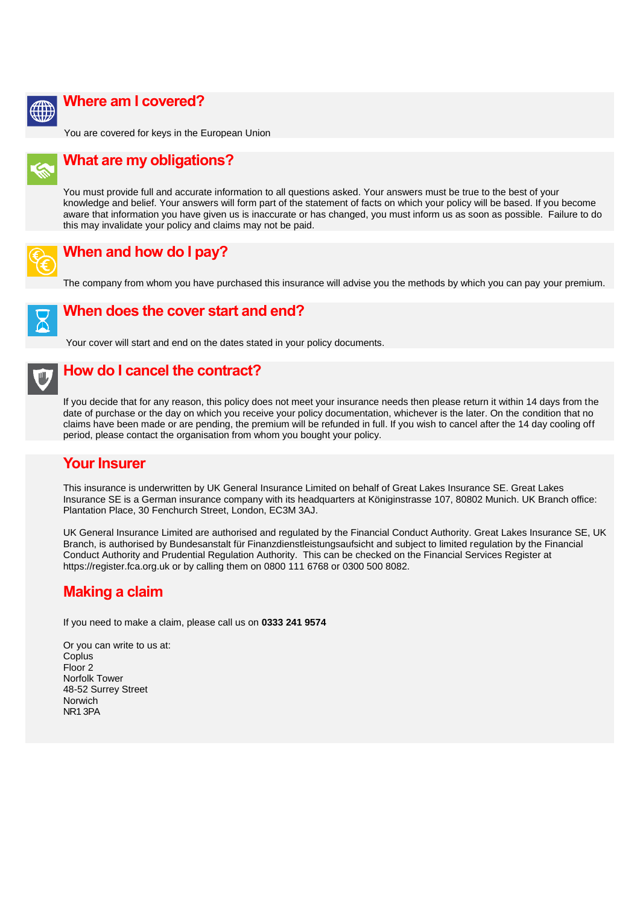## Where am I covered?

You are covered for keys in the European Union

## What are my obligations?

You must provide full and accurate information to all questions asked. Your answers must be true to the best of your knowledge and belief. Your answers will form part of the statement of facts on which your policy will be based. If you become aware that information you have given us is inaccurate or has changed, you must inform us as soon as possible. Failure to do this may invalidate your policy and claims may not be paid.

## When and how do I pay?

The company from whom you have purchased this insurance will advise you the methods by which you can pay your premium.

## When does the cover start and end?

Your cover will start and end on the dates stated in your policy documents.

## How do I cancel the contract?

If you decide that for any reason, this policy does not meet your insurance needs then please return it within 14 days from the date of purchase or the day on which you receive your policy documentation, whichever is the later. On the condition that no claims have been made or are pending, the premium will be refunded in full. If you wish to cancel after the 14 day cooling off period, please contact the organisation from whom you bought your policy.

## Your Insurer

This insurance is underwritten by UK General Insurance Limited on behalf of Great Lakes Insurance SE. Great Lakes Insurance SE is a German insurance company with its headquarters at Königinstrasse 107, 80802 Munich. UK Branch office: Plantation Place, 30 Fenchurch Street, London, EC3M 3AJ.

UK General Insurance Limited are authorised and regulated by the Financial Conduct Authority. Great Lakes Insurance SE, UK Branch, is authorised by Bundesanstalt für Finanzdienstleistungsaufsicht and subject to limited regulation by the Financial Conduct Authority and Prudential Regulation Authority. This can be checked on the Financial Services Register at https://register.fca.org.uk or by calling them on 0800 111 6768 or 0300 500 8082.

## Making a claim

If you need to make a claim, please call us on **0333 241 9574**

Or you can write to us at:
Coplus
Floor 2
Norfolk Tower
48-52 Surrey Street
Norwich
NR1 3PA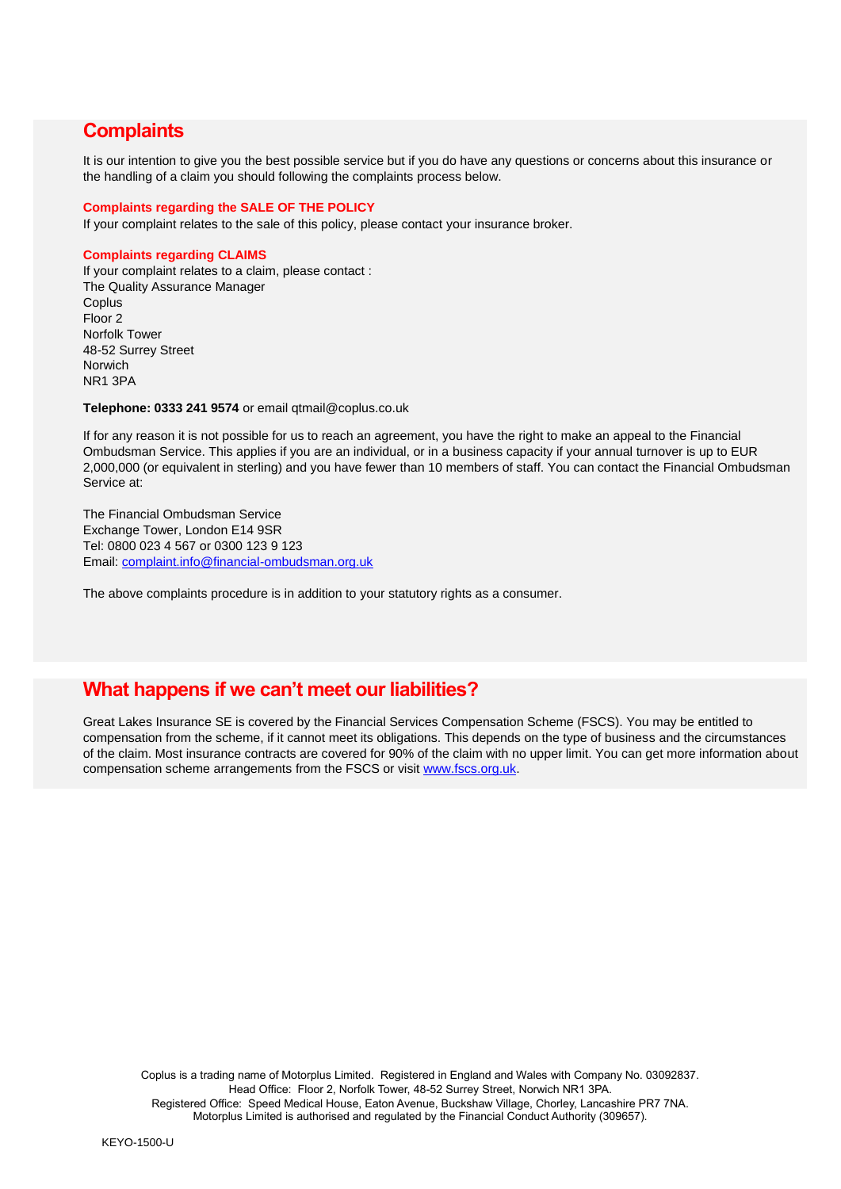## Complaints

It is our intention to give you the best possible service but if you do have any questions or concerns about this insurance or the handling of a claim you should following the complaints process below.

### Complaints regarding the SALE OF THE POLICY

If your complaint relates to the sale of this policy, please contact your insurance broker.

### Complaints regarding CLAIMS

If your complaint relates to a claim, please contact :
The Quality Assurance Manager
Coplus
Floor 2
Norfolk Tower
48-52 Surrey Street
Norwich
NR1 3PA

**Telephone: 0333 241 9574** or email qtmail@coplus.co.uk

If for any reason it is not possible for us to reach an agreement, you have the right to make an appeal to the Financial Ombudsman Service. This applies if you are an individual, or in a business capacity if your annual turnover is up to EUR 2,000,000 (or equivalent in sterling) and you have fewer than 10 members of staff. You can contact the Financial Ombudsman Service at:

The Financial Ombudsman Service
Exchange Tower, London E14 9SR
Tel: 0800 023 4 567 or 0300 123 9 123
Email: complaint.info@financial-ombudsman.org.uk

The above complaints procedure is in addition to your statutory rights as a consumer.

## What happens if we can't meet our liabilities?

Great Lakes Insurance SE is covered by the Financial Services Compensation Scheme (FSCS). You may be entitled to compensation from the scheme, if it cannot meet its obligations. This depends on the type of business and the circumstances of the claim. Most insurance contracts are covered for 90% of the claim with no upper limit. You can get more information about compensation scheme arrangements from the FSCS or visit www.fscs.org.uk.

Coplus is a trading name of Motorplus Limited. Registered in England and Wales with Company No. 03092837.
Head Office: Floor 2, Norfolk Tower, 48-52 Surrey Street, Norwich NR1 3PA.
Registered Office: Speed Medical House, Eaton Avenue, Buckshaw Village, Chorley, Lancashire PR7 7NA.
Motorplus Limited is authorised and regulated by the Financial Conduct Authority (309657).

KEYO-1500-U